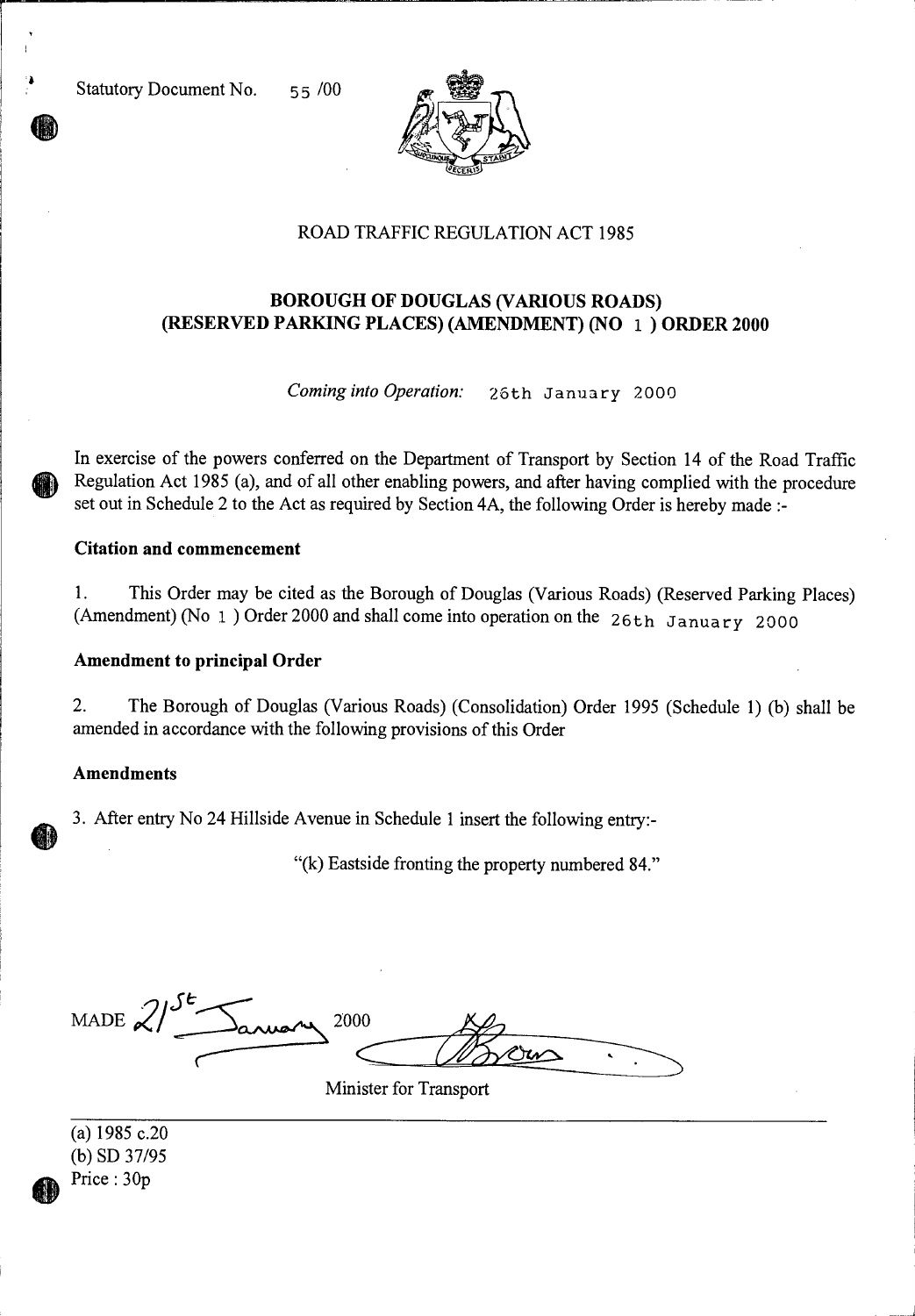Statutory Document No. 55 /00

ROAD TRAFFIC REGULATION ACT 1985

## BOROUGH OF DOUGLAS (VARIOUS ROADS) (RESERVED PARKING PLACES) (AMENDMENT) (NO 1 ) ORDER 2000

*Coming into Operation:* 26th January 2000

In exercise of the powers conferred on the Department of Transport by Section 14 of the Road Traffic Regulation Act 1985 (a), and of all other enabling powers, and after having complied with the procedure set out in Schedule 2 to the Act as required by Section 4A, the following Order is hereby made :-

### Citation and commencement

1. This Order may be cited as the Borough of Douglas (Various Roads) (Reserved Parking Places) (Amendment) (No 1 ) Order 2000 and shall come into operation on the 26th January 2000

### Amendment to principal Order

2. The Borough of Douglas (Various Roads) (Consolidation) Order 1995 (Schedule 1) (b) shall be amended in accordance with the following provisions of this Order

### Amendments

3. After entry No 24 Hillside Avenue in Schedule 1 insert the following entry:-

"(k) Eastside fronting the property numbered 84."

MADE 21st January 2000

Minister for Transport

(a) 1985 c.20
(b) SD 37/95
Price : 30p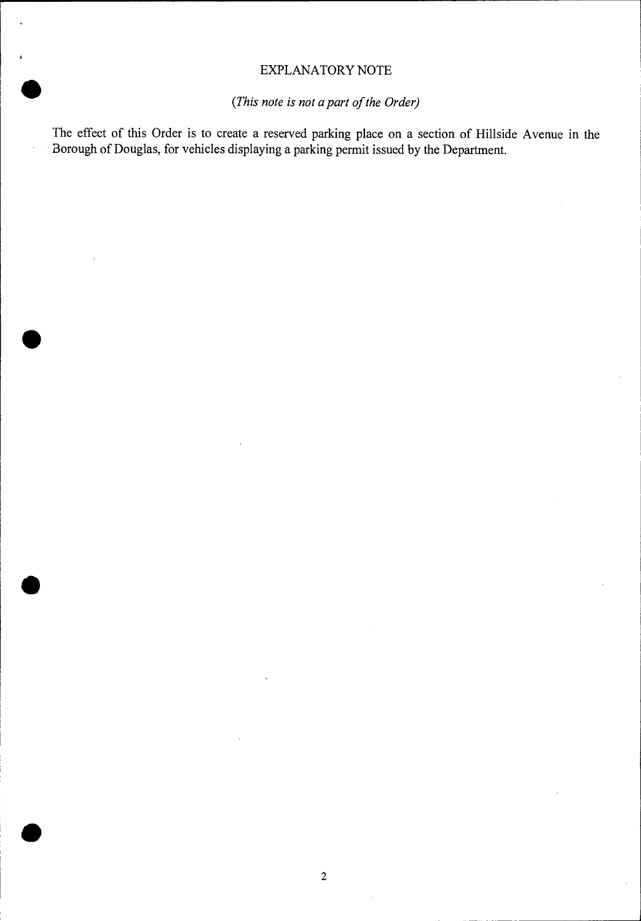# EXPLANATORY NOTE

*(This note is not a part of the Order)*

The effect of this Order is to create a reserved parking place on a section of Hillside Avenue in the Borough of Douglas, for vehicles displaying a parking permit issued by the Department.